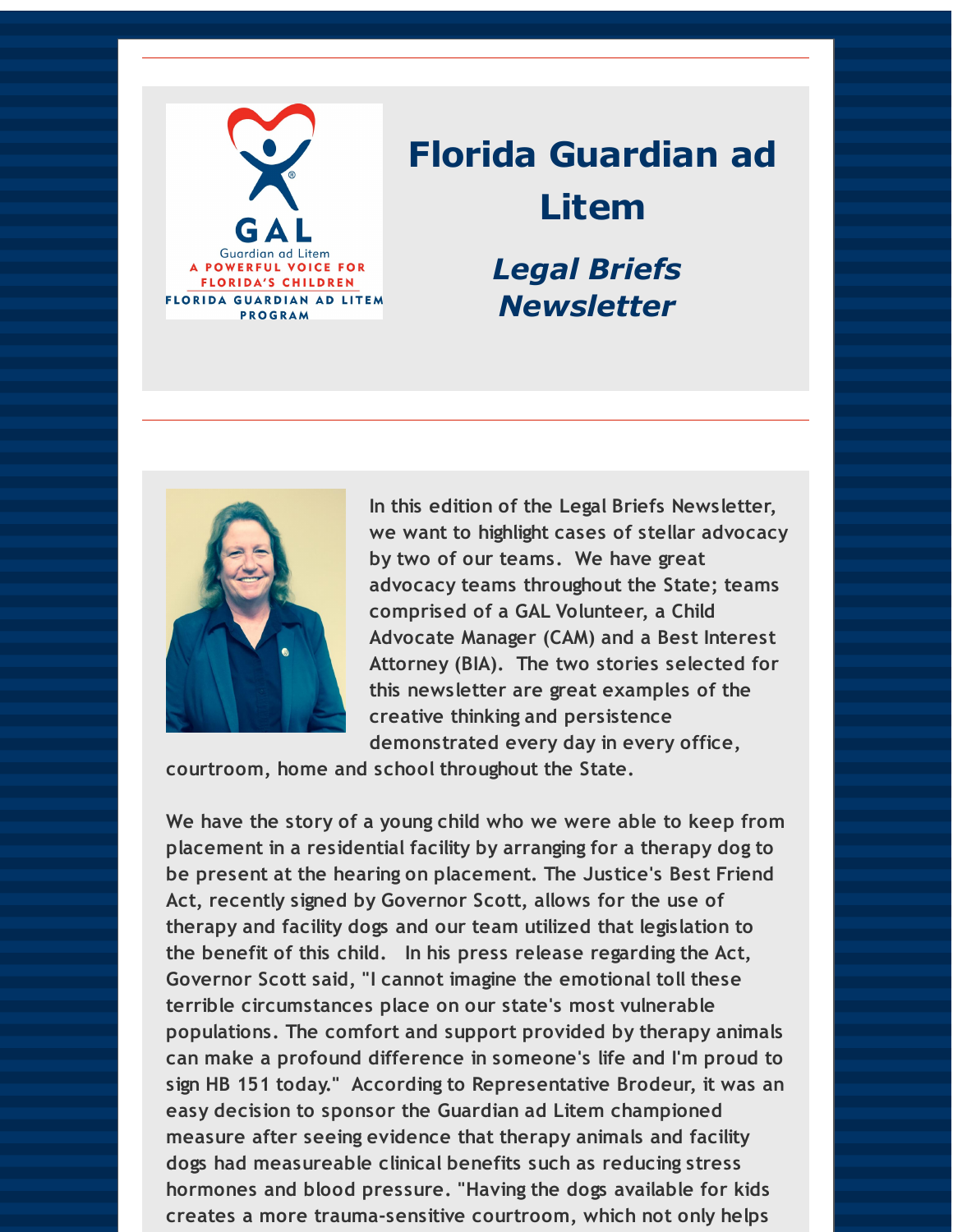# Florida Guardian ad Litem

## *Legal Briefs Newsletter*

In this edition of the Legal Briefs Newsletter, we want to highlight cases of stellar advocacy by two of our teams. We have great advocacy teams throughout the State; teams comprised of a GAL Volunteer, a Child Advocate Manager (CAM) and a Best Interest Attorney (BIA). The two stories selected for this newsletter are great examples of the creative thinking and persistence demonstrated every day in every office, courtroom, home and school throughout the State.

We have the story of a young child who we were able to keep from placement in a residential facility by arranging for a therapy dog to be present at the hearing on placement. The Justice's Best Friend Act, recently signed by Governor Scott, allows for the use of therapy and facility dogs and our team utilized that legislation to the benefit of this child. In his press release regarding the Act, Governor Scott said, "I cannot imagine the emotional toll these terrible circumstances place on our state's most vulnerable populations. The comfort and support provided by therapy animals can make a profound difference in someone's life and I'm proud to sign HB 151 today." According to Representative Brodeur, it was an easy decision to sponsor the Guardian ad Litem championed measure after seeing evidence that therapy animals and facility dogs had measureable clinical benefits such as reducing stress hormones and blood pressure. "Having the dogs available for kids creates a more trauma-sensitive courtroom, which not only helps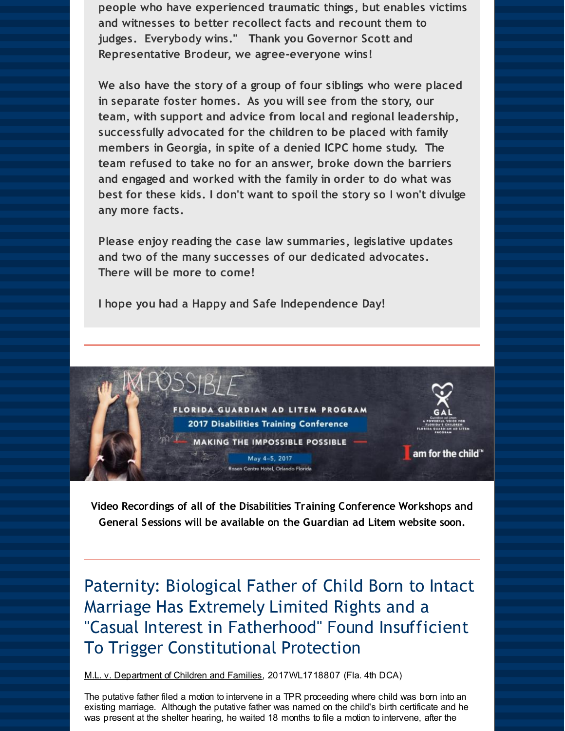people who have experienced traumatic things, but enables victims and witnesses to better recollect facts and recount them to judges. Everybody wins." Thank you Governor Scott and Representative Brodeur, we agree-everyone wins!

We also have the story of a group of four siblings who were placed in separate foster homes. As you will see from the story, our team, with support and advice from local and regional leadership, successfully advocated for the children to be placed with family members in Georgia, in spite of a denied ICPC home study. The team refused to take no for an answer, broke down the barriers and engaged and worked with the family in order to do what was best for these kids. I don't want to spoil the story so I won't divulge any more facts.

Please enjoy reading the case law summaries, legislative updates and two of the many successes of our dedicated advocates. There will be more to come!

I hope you had a Happy and Safe Independence Day!

---

IMPOSSIBLE

FLORIDA GUARDIAN AD LITEM PROGRAM

2017 Disabilities Training Conference

MAKING THE IMPOSSIBLE POSSIBLE

May 4-5, 2017

Rosen Centre Hotel, Orlando Florida

GAL Guardian ad Litem A POWERFUL VOICE FOR FLORIDA'S CHILDREN FLORIDA GUARDIAN AD LITEM PROGRAM

I am for the child™

**Video Recordings of all of the Disabilities Training Conference Workshops and General Sessions will be available on the Guardian ad Litem website soon.**

---

## Paternity: Biological Father of Child Born to Intact Marriage Has Extremely Limited Rights and a "Casual Interest in Fatherhood" Found Insufficient To Trigger Constitutional Protection

M.L. v. Department of Children and Families, 2017WL1718807 (Fla. 4th DCA)

The putative father filed a motion to intervene in a TPR proceeding where child was born into an existing marriage. Although the putative father was named on the child's birth certificate and he was present at the shelter hearing, he waited 18 months to file a motion to intervene, after the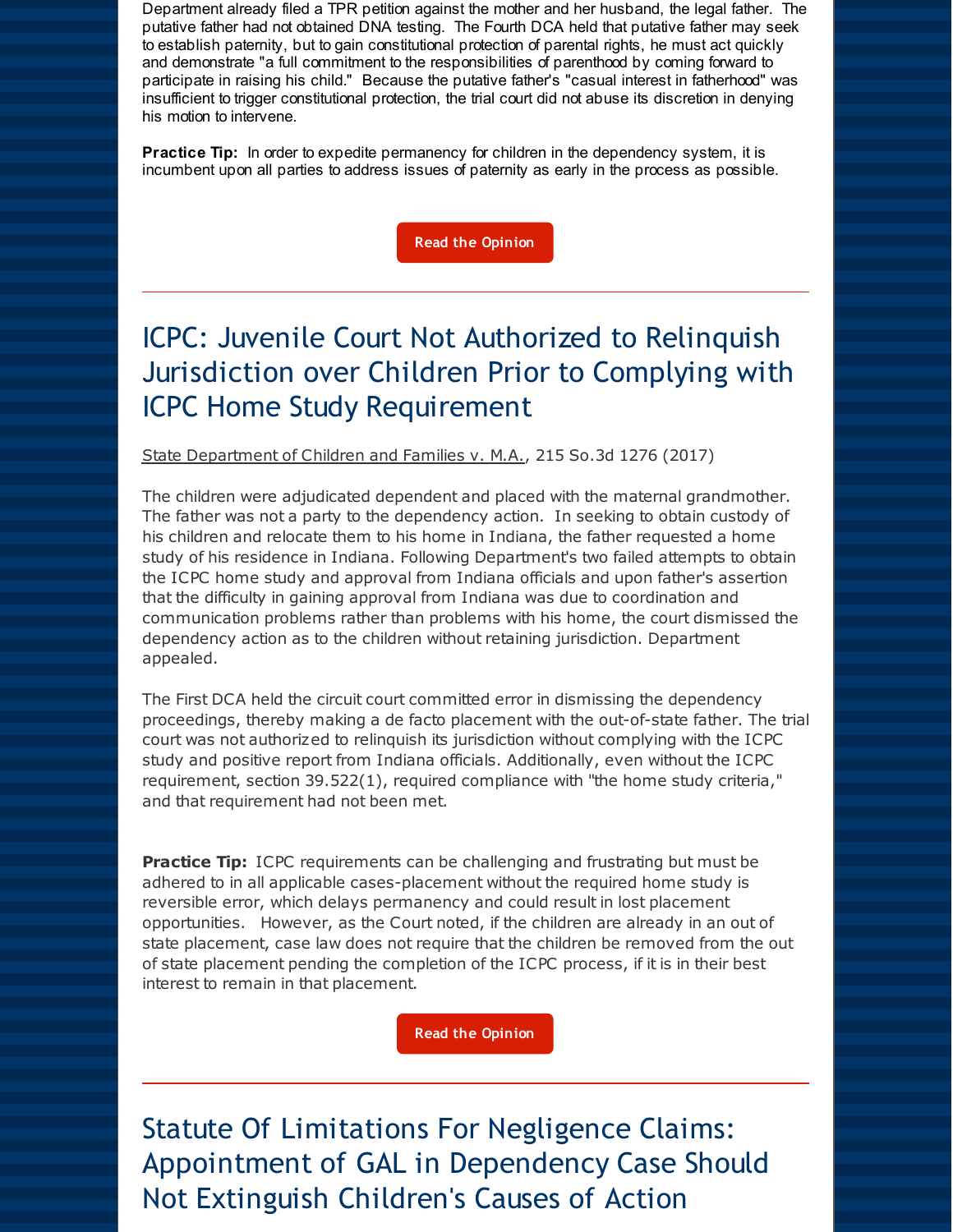Department already filed a TPR petition against the mother and her husband, the legal father. The putative father had not obtained DNA testing. The Fourth DCA held that putative father may seek to establish paternity, but to gain constitutional protection of parental rights, he must act quickly and demonstrate "a full commitment to the responsibilities of parenthood by coming forward to participate in raising his child." Because the putative father's "casual interest in fatherhood" was insufficient to trigger constitutional protection, the trial court did not abuse its discretion in denying his motion to intervene.

**Practice Tip:** In order to expedite permanency for children in the dependency system, it is incumbent upon all parties to address issues of paternity as early in the process as possible.

Read the Opinion

---

## ICPC: Juvenile Court Not Authorized to Relinquish Jurisdiction over Children Prior to Complying with ICPC Home Study Requirement

State Department of Children and Families v. M.A., 215 So.3d 1276 (2017)

The children were adjudicated dependent and placed with the maternal grandmother. The father was not a party to the dependency action. In seeking to obtain custody of his children and relocate them to his home in Indiana, the father requested a home study of his residence in Indiana. Following Department's two failed attempts to obtain the ICPC home study and approval from Indiana officials and upon father's assertion that the difficulty in gaining approval from Indiana was due to coordination and communication problems rather than problems with his home, the court dismissed the dependency action as to the children without retaining jurisdiction. Department appealed.

The First DCA held the circuit court committed error in dismissing the dependency proceedings, thereby making a de facto placement with the out-of-state father. The trial court was not authorized to relinquish its jurisdiction without complying with the ICPC study and positive report from Indiana officials. Additionally, even without the ICPC requirement, section 39.522(1), required compliance with "the home study criteria," and that requirement had not been met.

**Practice Tip:** ICPC requirements can be challenging and frustrating but must be adhered to in all applicable cases-placement without the required home study is reversible error, which delays permanency and could result in lost placement opportunities. However, as the Court noted, if the children are already in an out of state placement, case law does not require that the children be removed from the out of state placement pending the completion of the ICPC process, if it is in their best interest to remain in that placement.

Read the Opinion

---

## Statute Of Limitations For Negligence Claims: Appointment of GAL in Dependency Case Should Not Extinguish Children's Causes of Action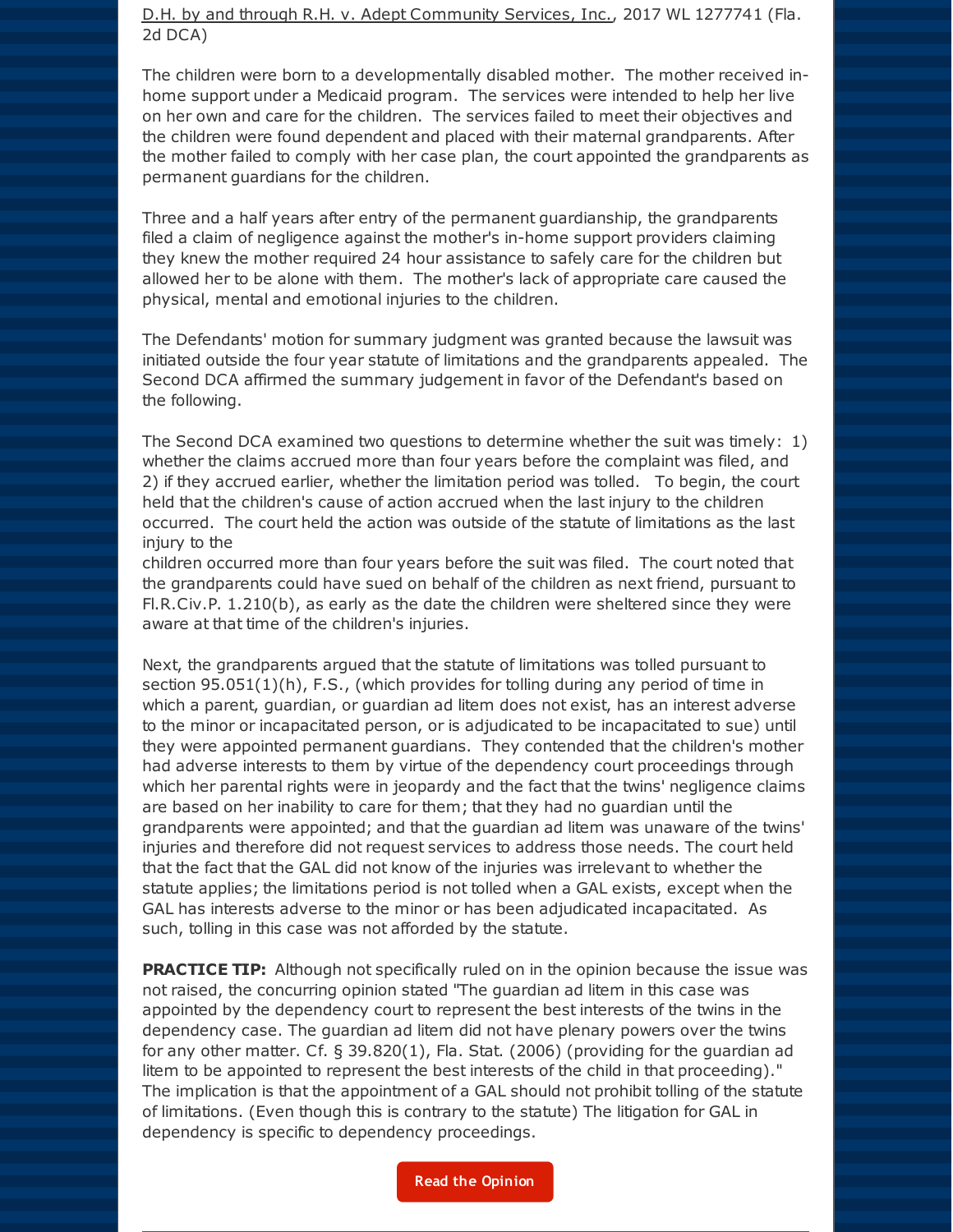D.H. by and through R.H. v. Adept Community Services, Inc., 2017 WL 1277741 (Fla. 2d DCA)

The children were born to a developmentally disabled mother. The mother received in-home support under a Medicaid program. The services were intended to help her live on her own and care for the children. The services failed to meet their objectives and the children were found dependent and placed with their maternal grandparents. After the mother failed to comply with her case plan, the court appointed the grandparents as permanent guardians for the children.

Three and a half years after entry of the permanent guardianship, the grandparents filed a claim of negligence against the mother's in-home support providers claiming they knew the mother required 24 hour assistance to safely care for the children but allowed her to be alone with them. The mother's lack of appropriate care caused the physical, mental and emotional injuries to the children.

The Defendants' motion for summary judgment was granted because the lawsuit was initiated outside the four year statute of limitations and the grandparents appealed. The Second DCA affirmed the summary judgement in favor of the Defendant's based on the following.

The Second DCA examined two questions to determine whether the suit was timely: 1) whether the claims accrued more than four years before the complaint was filed, and 2) if they accrued earlier, whether the limitation period was tolled. To begin, the court held that the children's cause of action accrued when the last injury to the children occurred. The court held the action was outside of the statute of limitations as the last injury to the children occurred more than four years before the suit was filed. The court noted that the grandparents could have sued on behalf of the children as next friend, pursuant to Fl.R.Civ.P. 1.210(b), as early as the date the children were sheltered since they were aware at that time of the children's injuries.

Next, the grandparents argued that the statute of limitations was tolled pursuant to section 95.051(1)(h), F.S., (which provides for tolling during any period of time in which a parent, guardian, or guardian ad litem does not exist, has an interest adverse to the minor or incapacitated person, or is adjudicated to be incapacitated to sue) until they were appointed permanent guardians. They contended that the children's mother had adverse interests to them by virtue of the dependency court proceedings through which her parental rights were in jeopardy and the fact that the twins' negligence claims are based on her inability to care for them; that they had no guardian until the grandparents were appointed; and that the guardian ad litem was unaware of the twins' injuries and therefore did not request services to address those needs. The court held that the fact that the GAL did not know of the injuries was irrelevant to whether the statute applies; the limitations period is not tolled when a GAL exists, except when the GAL has interests adverse to the minor or has been adjudicated incapacitated. As such, tolling in this case was not afforded by the statute.

**PRACTICE TIP:** Although not specifically ruled on in the opinion because the issue was not raised, the concurring opinion stated "The guardian ad litem in this case was appointed by the dependency court to represent the best interests of the twins in the dependency case. The guardian ad litem did not have plenary powers over the twins for any other matter. Cf. § 39.820(1), Fla. Stat. (2006) (providing for the guardian ad litem to be appointed to represent the best interests of the child in that proceeding)." The implication is that the appointment of a GAL should not prohibit tolling of the statute of limitations. (Even though this is contrary to the statute) The litigation for GAL in dependency is specific to dependency proceedings.

Read the Opinion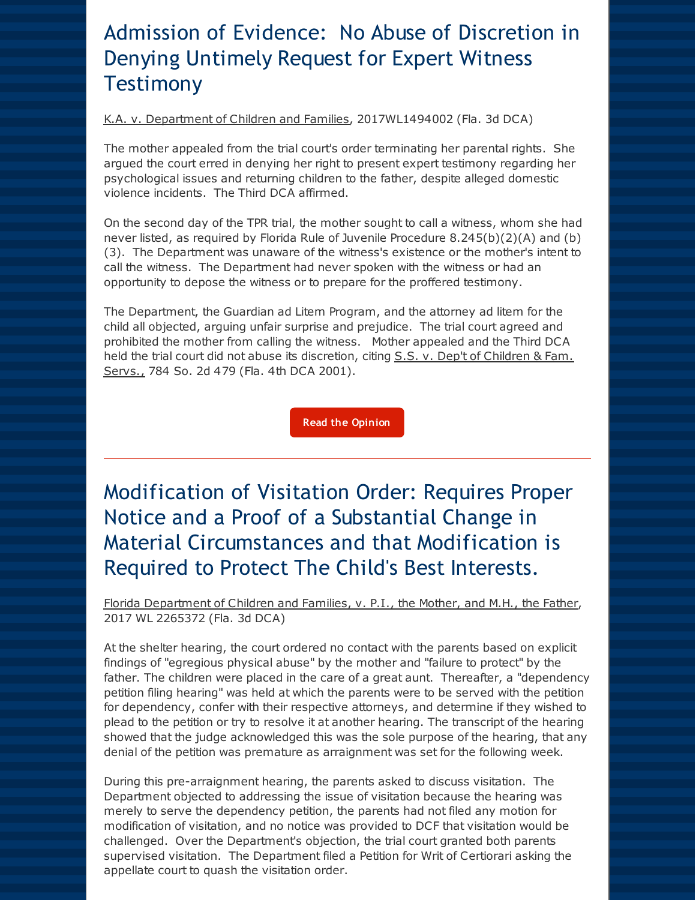## Admission of Evidence: No Abuse of Discretion in Denying Untimely Request for Expert Witness Testimony

K.A. v. Department of Children and Families, 2017WL1494002 (Fla. 3d DCA)

The mother appealed from the trial court's order terminating her parental rights. She argued the court erred in denying her right to present expert testimony regarding her psychological issues and returning children to the father, despite alleged domestic violence incidents. The Third DCA affirmed.

On the second day of the TPR trial, the mother sought to call a witness, whom she had never listed, as required by Florida Rule of Juvenile Procedure 8.245(b)(2)(A) and (b)(3). The Department was unaware of the witness's existence or the mother's intent to call the witness. The Department had never spoken with the witness or had an opportunity to depose the witness or to prepare for the proffered testimony.

The Department, the Guardian ad Litem Program, and the attorney ad litem for the child all objected, arguing unfair surprise and prejudice. The trial court agreed and prohibited the mother from calling the witness. Mother appealed and the Third DCA held the trial court did not abuse its discretion, citing S.S. v. Dep't of Children & Fam. Servs., 784 So. 2d 479 (Fla. 4th DCA 2001).

**Read the Opinion**

---

## Modification of Visitation Order: Requires Proper Notice and a Proof of a Substantial Change in Material Circumstances and that Modification is Required to Protect The Child's Best Interests.

Florida Department of Children and Families, v. P.I., the Mother, and M.H., the Father, 2017 WL 2265372 (Fla. 3d DCA)

At the shelter hearing, the court ordered no contact with the parents based on explicit findings of "egregious physical abuse" by the mother and "failure to protect" by the father. The children were placed in the care of a great aunt. Thereafter, a "dependency petition filing hearing" was held at which the parents were to be served with the petition for dependency, confer with their respective attorneys, and determine if they wished to plead to the petition or try to resolve it at another hearing. The transcript of the hearing showed that the judge acknowledged this was the sole purpose of the hearing, that any denial of the petition was premature as arraignment was set for the following week.

During this pre-arraignment hearing, the parents asked to discuss visitation. The Department objected to addressing the issue of visitation because the hearing was merely to serve the dependency petition, the parents had not filed any motion for modification of visitation, and no notice was provided to DCF that visitation would be challenged. Over the Department's objection, the trial court granted both parents supervised visitation. The Department filed a Petition for Writ of Certiorari asking the appellate court to quash the visitation order.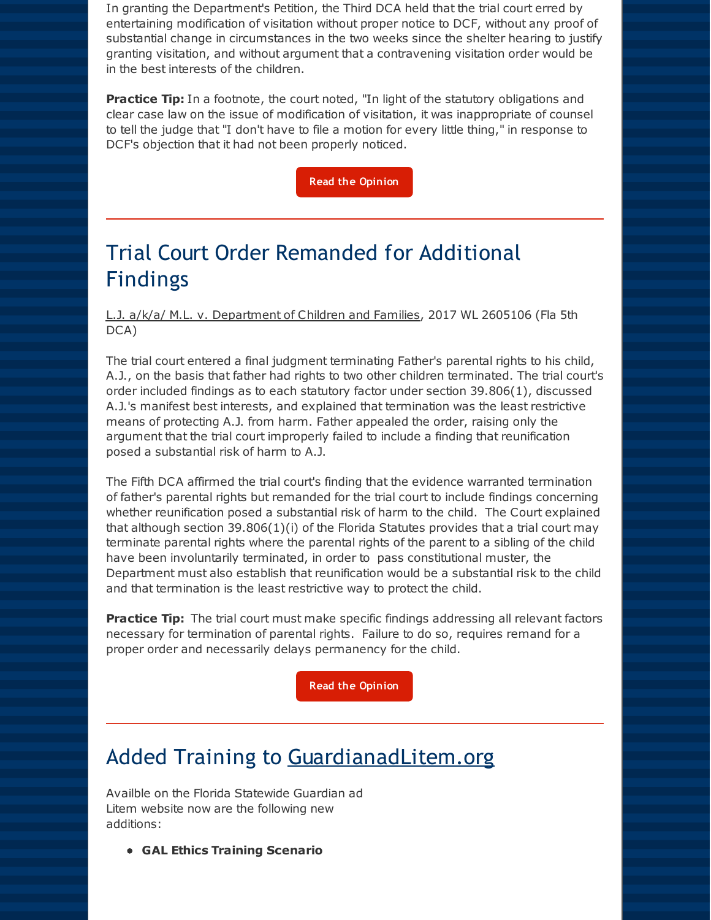In granting the Department's Petition, the Third DCA held that the trial court erred by entertaining modification of visitation without proper notice to DCF, without any proof of substantial change in circumstances in the two weeks since the shelter hearing to justify granting visitation, and without argument that a contravening visitation order would be in the best interests of the children.

**Practice Tip:** In a footnote, the court noted, "In light of the statutory obligations and clear case law on the issue of modification of visitation, it was inappropriate of counsel to tell the judge that "I don't have to file a motion for every little thing," in response to DCF's objection that it had not been properly noticed.

Read the Opinion

---

## Trial Court Order Remanded for Additional Findings

L.J. a/k/a/ M.L. v. Department of Children and Families, 2017 WL 2605106 (Fla 5th DCA)

The trial court entered a final judgment terminating Father's parental rights to his child, A.J., on the basis that father had rights to two other children terminated. The trial court's order included findings as to each statutory factor under section 39.806(1), discussed A.J.'s manifest best interests, and explained that termination was the least restrictive means of protecting A.J. from harm. Father appealed the order, raising only the argument that the trial court improperly failed to include a finding that reunification posed a substantial risk of harm to A.J.

The Fifth DCA affirmed the trial court's finding that the evidence warranted termination of father's parental rights but remanded for the trial court to include findings concerning whether reunification posed a substantial risk of harm to the child. The Court explained that although section 39.806(1)(i) of the Florida Statutes provides that a trial court may terminate parental rights where the parental rights of the parent to a sibling of the child have been involuntarily terminated, in order to pass constitutional muster, the Department must also establish that reunification would be a substantial risk to the child and that termination is the least restrictive way to protect the child.

**Practice Tip:** The trial court must make specific findings addressing all relevant factors necessary for termination of parental rights. Failure to do so, requires remand for a proper order and necessarily delays permanency for the child.

Read the Opinion

---

## Added Training to GuardianadLitem.org

Availble on the Florida Statewide Guardian ad Litem website now are the following new additions:

- **GAL Ethics Training Scenario**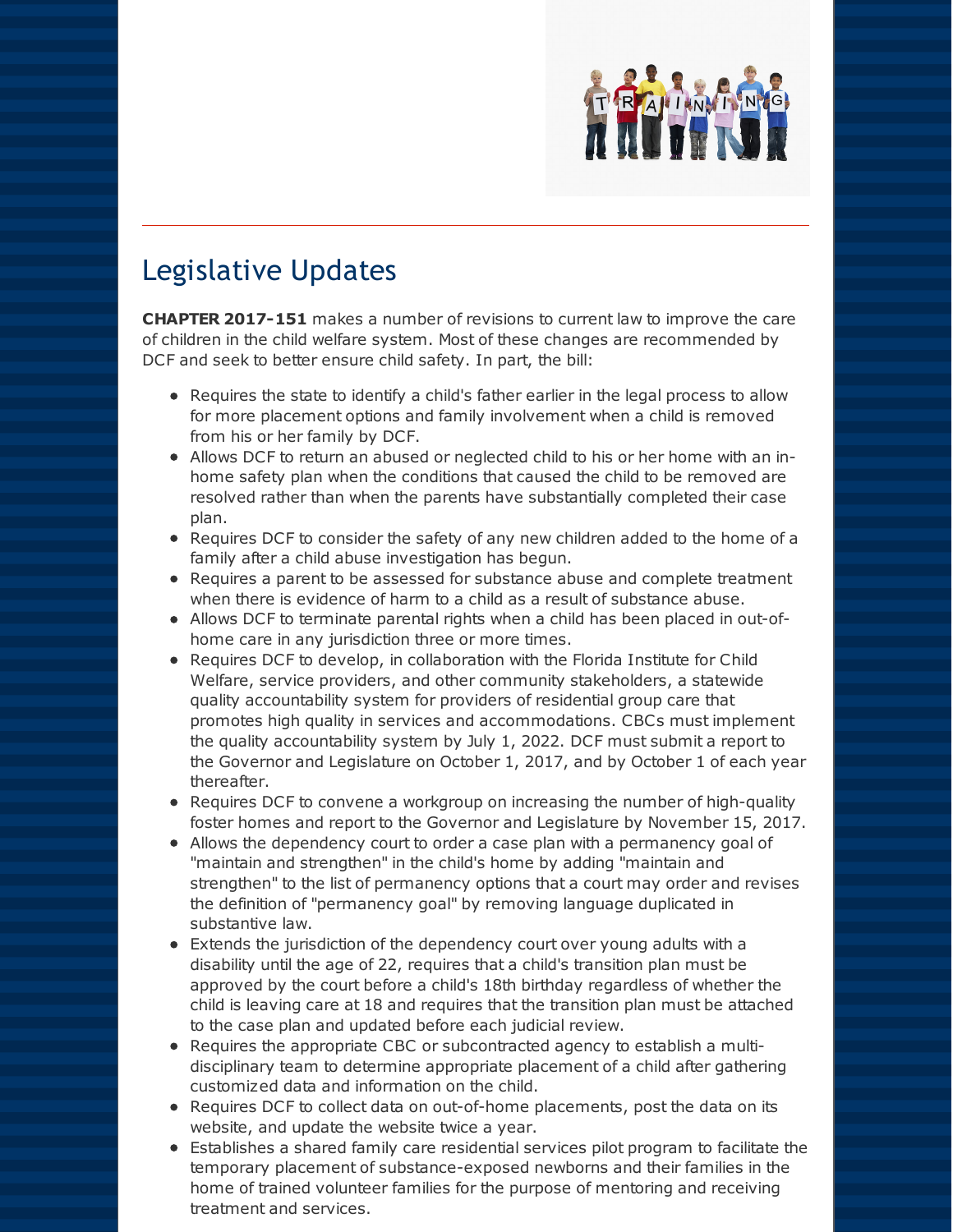## Legislative Updates

**CHAPTER 2017-151** makes a number of revisions to current law to improve the care of children in the child welfare system. Most of these changes are recommended by DCF and seek to better ensure child safety. In part, the bill:

- Requires the state to identify a child's father earlier in the legal process to allow for more placement options and family involvement when a child is removed from his or her family by DCF.
- Allows DCF to return an abused or neglected child to his or her home with an in-home safety plan when the conditions that caused the child to be removed are resolved rather than when the parents have substantially completed their case plan.
- Requires DCF to consider the safety of any new children added to the home of a family after a child abuse investigation has begun.
- Requires a parent to be assessed for substance abuse and complete treatment when there is evidence of harm to a child as a result of substance abuse.
- Allows DCF to terminate parental rights when a child has been placed in out-of-home care in any jurisdiction three or more times.
- Requires DCF to develop, in collaboration with the Florida Institute for Child Welfare, service providers, and other community stakeholders, a statewide quality accountability system for providers of residential group care that promotes high quality in services and accommodations. CBCs must implement the quality accountability system by July 1, 2022. DCF must submit a report to the Governor and Legislature on October 1, 2017, and by October 1 of each year thereafter.
- Requires DCF to convene a workgroup on increasing the number of high-quality foster homes and report to the Governor and Legislature by November 15, 2017.
- Allows the dependency court to order a case plan with a permanency goal of "maintain and strengthen" in the child's home by adding "maintain and strengthen" to the list of permanency options that a court may order and revises the definition of "permanency goal" by removing language duplicated in substantive law.
- Extends the jurisdiction of the dependency court over young adults with a disability until the age of 22, requires that a child's transition plan must be approved by the court before a child's 18th birthday regardless of whether the child is leaving care at 18 and requires that the transition plan must be attached to the case plan and updated before each judicial review.
- Requires the appropriate CBC or subcontracted agency to establish a multi-disciplinary team to determine appropriate placement of a child after gathering customized data and information on the child.
- Requires DCF to collect data on out-of-home placements, post the data on its website, and update the website twice a year.
- Establishes a shared family care residential services pilot program to facilitate the temporary placement of substance-exposed newborns and their families in the home of trained volunteer families for the purpose of mentoring and receiving treatment and services.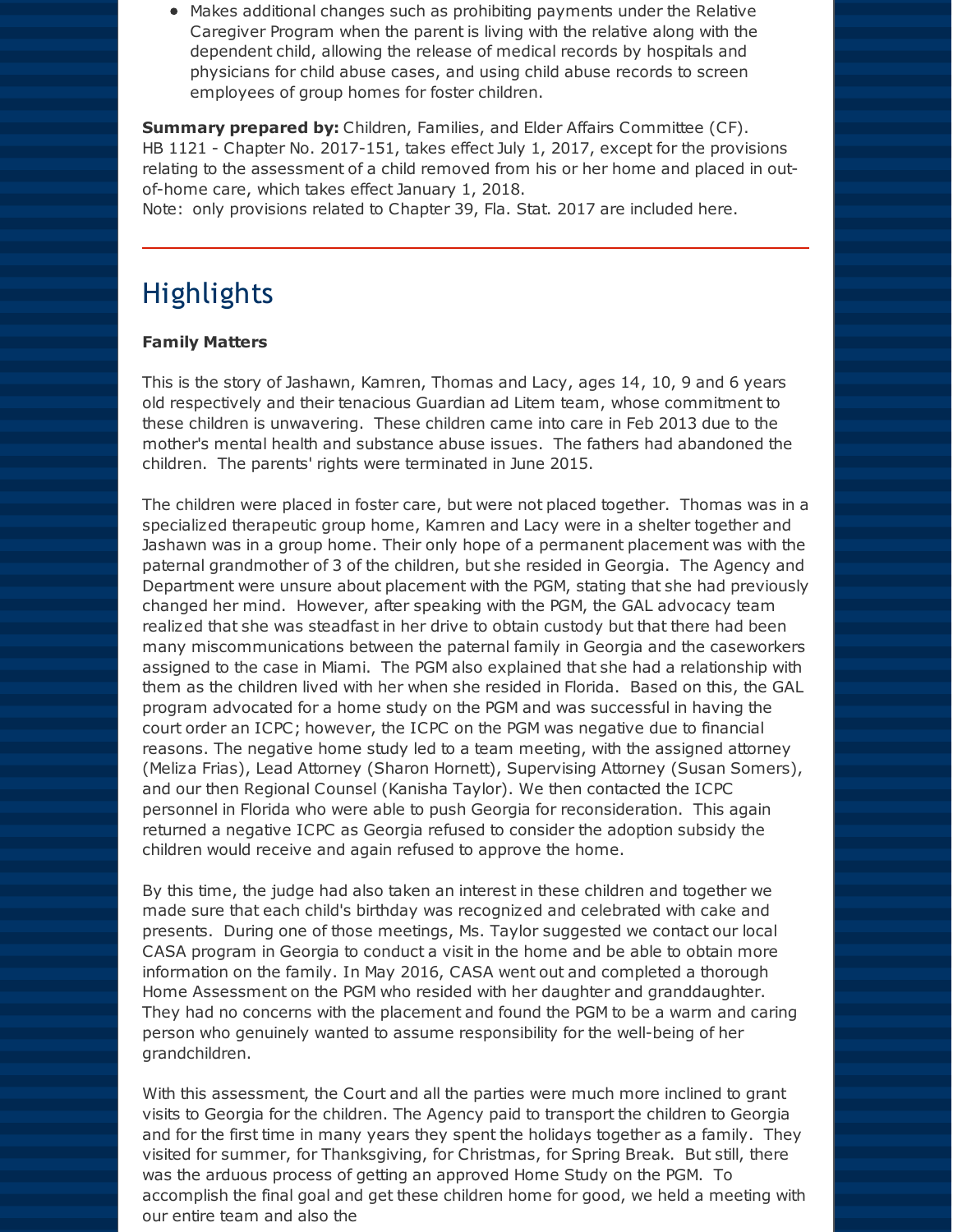- Makes additional changes such as prohibiting payments under the Relative Caregiver Program when the parent is living with the relative along with the dependent child, allowing the release of medical records by hospitals and physicians for child abuse cases, and using child abuse records to screen employees of group homes for foster children.

**Summary prepared by:** Children, Families, and Elder Affairs Committee (CF).
HB 1121 - Chapter No. 2017-151, takes effect July 1, 2017, except for the provisions relating to the assessment of a child removed from his or her home and placed in out-of-home care, which takes effect January 1, 2018.
Note: only provisions related to Chapter 39, Fla. Stat. 2017 are included here.

---

# Highlights

**Family Matters**

This is the story of Jashawn, Kamren, Thomas and Lacy, ages 14, 10, 9 and 6 years old respectively and their tenacious Guardian ad Litem team, whose commitment to these children is unwavering. These children came into care in Feb 2013 due to the mother's mental health and substance abuse issues. The fathers had abandoned the children. The parents' rights were terminated in June 2015.

The children were placed in foster care, but were not placed together. Thomas was in a specialized therapeutic group home, Kamren and Lacy were in a shelter together and Jashawn was in a group home. Their only hope of a permanent placement was with the paternal grandmother of 3 of the children, but she resided in Georgia. The Agency and Department were unsure about placement with the PGM, stating that she had previously changed her mind. However, after speaking with the PGM, the GAL advocacy team realized that she was steadfast in her drive to obtain custody but that there had been many miscommunications between the paternal family in Georgia and the caseworkers assigned to the case in Miami. The PGM also explained that she had a relationship with them as the children lived with her when she resided in Florida. Based on this, the GAL program advocated for a home study on the PGM and was successful in having the court order an ICPC; however, the ICPC on the PGM was negative due to financial reasons. The negative home study led to a team meeting, with the assigned attorney (Meliza Frias), Lead Attorney (Sharon Hornett), Supervising Attorney (Susan Somers), and our then Regional Counsel (Kanisha Taylor). We then contacted the ICPC personnel in Florida who were able to push Georgia for reconsideration. This again returned a negative ICPC as Georgia refused to consider the adoption subsidy the children would receive and again refused to approve the home.

By this time, the judge had also taken an interest in these children and together we made sure that each child's birthday was recognized and celebrated with cake and presents. During one of those meetings, Ms. Taylor suggested we contact our local CASA program in Georgia to conduct a visit in the home and be able to obtain more information on the family. In May 2016, CASA went out and completed a thorough Home Assessment on the PGM who resided with her daughter and granddaughter. They had no concerns with the placement and found the PGM to be a warm and caring person who genuinely wanted to assume responsibility for the well-being of her grandchildren.

With this assessment, the Court and all the parties were much more inclined to grant visits to Georgia for the children. The Agency paid to transport the children to Georgia and for the first time in many years they spent the holidays together as a family. They visited for summer, for Thanksgiving, for Christmas, for Spring Break. But still, there was the arduous process of getting an approved Home Study on the PGM. To accomplish the final goal and get these children home for good, we held a meeting with our entire team and also the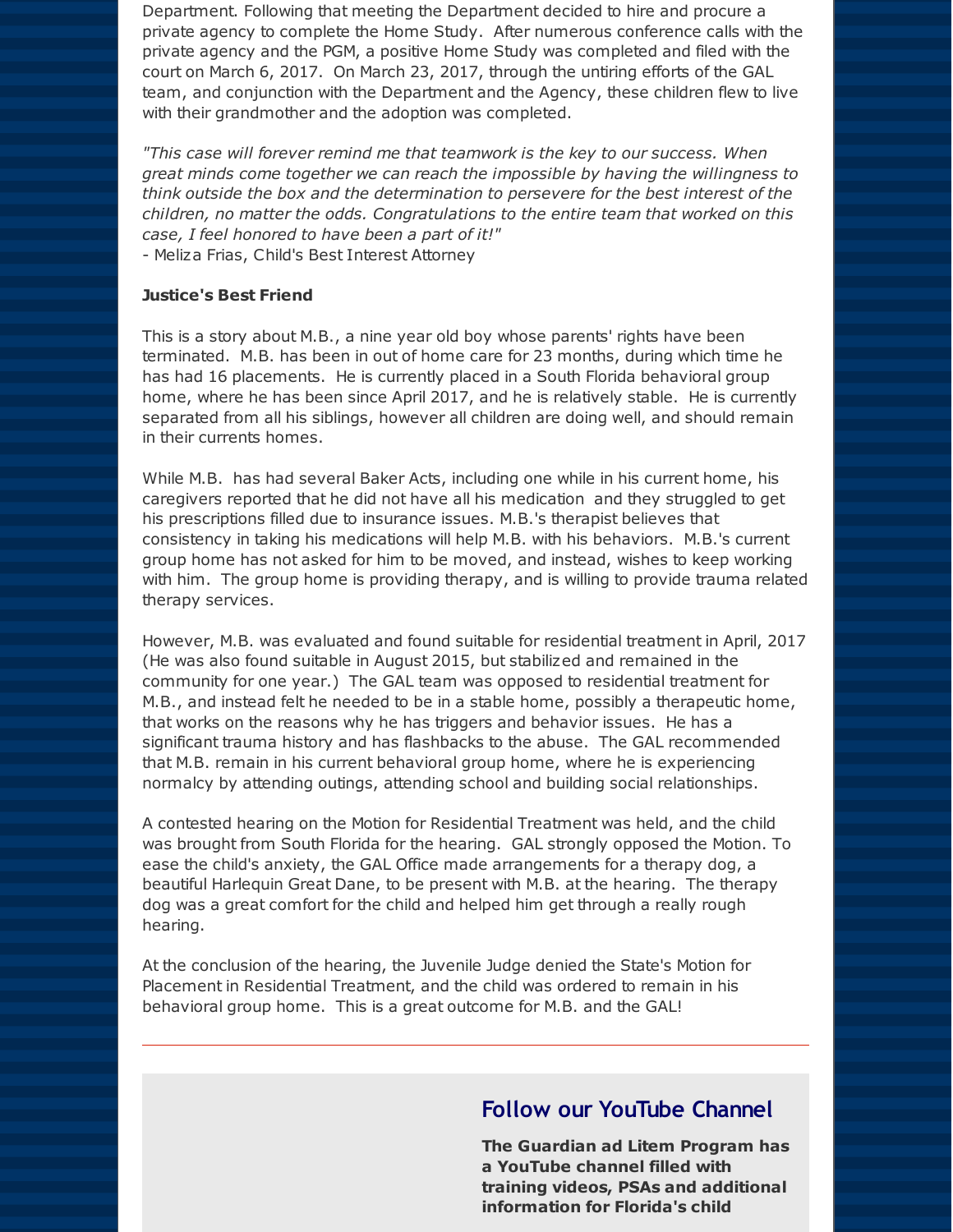Department. Following that meeting the Department decided to hire and procure a private agency to complete the Home Study. After numerous conference calls with the private agency and the PGM, a positive Home Study was completed and filed with the court on March 6, 2017. On March 23, 2017, through the untiring efforts of the GAL team, and conjunction with the Department and the Agency, these children flew to live with their grandmother and the adoption was completed.

*"This case will forever remind me that teamwork is the key to our success. When great minds come together we can reach the impossible by having the willingness to think outside the box and the determination to persevere for the best interest of the children, no matter the odds. Congratulations to the entire team that worked on this case, I feel honored to have been a part of it!"*
- Meliza Frias, Child's Best Interest Attorney

**Justice's Best Friend**

This is a story about M.B., a nine year old boy whose parents' rights have been terminated. M.B. has been in out of home care for 23 months, during which time he has had 16 placements. He is currently placed in a South Florida behavioral group home, where he has been since April 2017, and he is relatively stable. He is currently separated from all his siblings, however all children are doing well, and should remain in their currents homes.

While M.B. has had several Baker Acts, including one while in his current home, his caregivers reported that he did not have all his medication and they struggled to get his prescriptions filled due to insurance issues. M.B.'s therapist believes that consistency in taking his medications will help M.B. with his behaviors. M.B.'s current group home has not asked for him to be moved, and instead, wishes to keep working with him. The group home is providing therapy, and is willing to provide trauma related therapy services.

However, M.B. was evaluated and found suitable for residential treatment in April, 2017 (He was also found suitable in August 2015, but stabilized and remained in the community for one year.) The GAL team was opposed to residential treatment for M.B., and instead felt he needed to be in a stable home, possibly a therapeutic home, that works on the reasons why he has triggers and behavior issues. He has a significant trauma history and has flashbacks to the abuse. The GAL recommended that M.B. remain in his current behavioral group home, where he is experiencing normalcy by attending outings, attending school and building social relationships.

A contested hearing on the Motion for Residential Treatment was held, and the child was brought from South Florida for the hearing. GAL strongly opposed the Motion. To ease the child's anxiety, the GAL Office made arrangements for a therapy dog, a beautiful Harlequin Great Dane, to be present with M.B. at the hearing. The therapy dog was a great comfort for the child and helped him get through a really rough hearing.

At the conclusion of the hearing, the Juvenile Judge denied the State's Motion for Placement in Residential Treatment, and the child was ordered to remain in his behavioral group home. This is a great outcome for M.B. and the GAL!

---

## Follow our YouTube Channel

**The Guardian ad Litem Program has a YouTube channel filled with training videos, PSAs and additional information for Florida's child**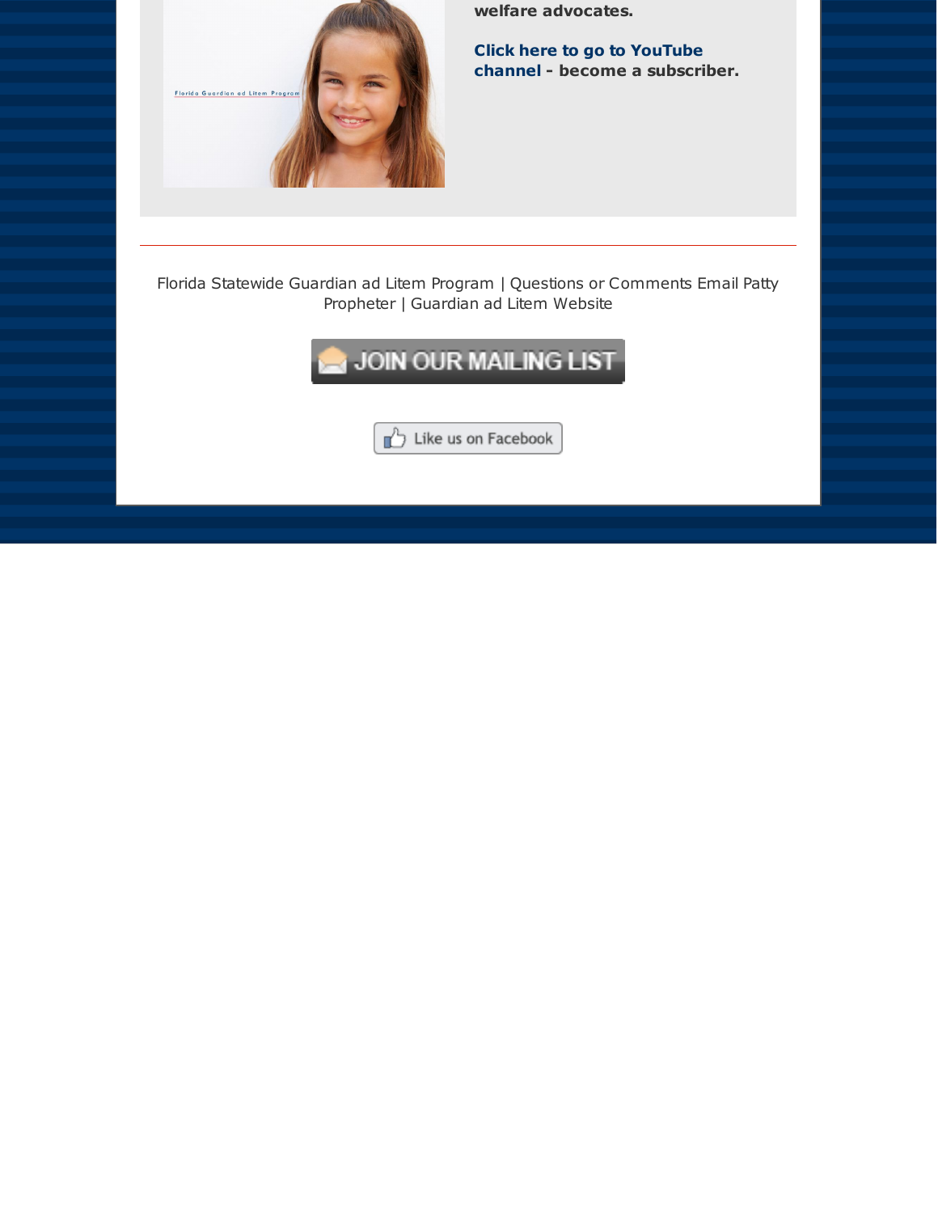**welfare advocates.**

**Click here to go to YouTube channel - become a subscriber.**

---

Florida Statewide Guardian ad Litem Program | Questions or Comments Email Patty Propheter | Guardian ad Litem Website

JOIN OUR MAILING LIST

Like us on Facebook